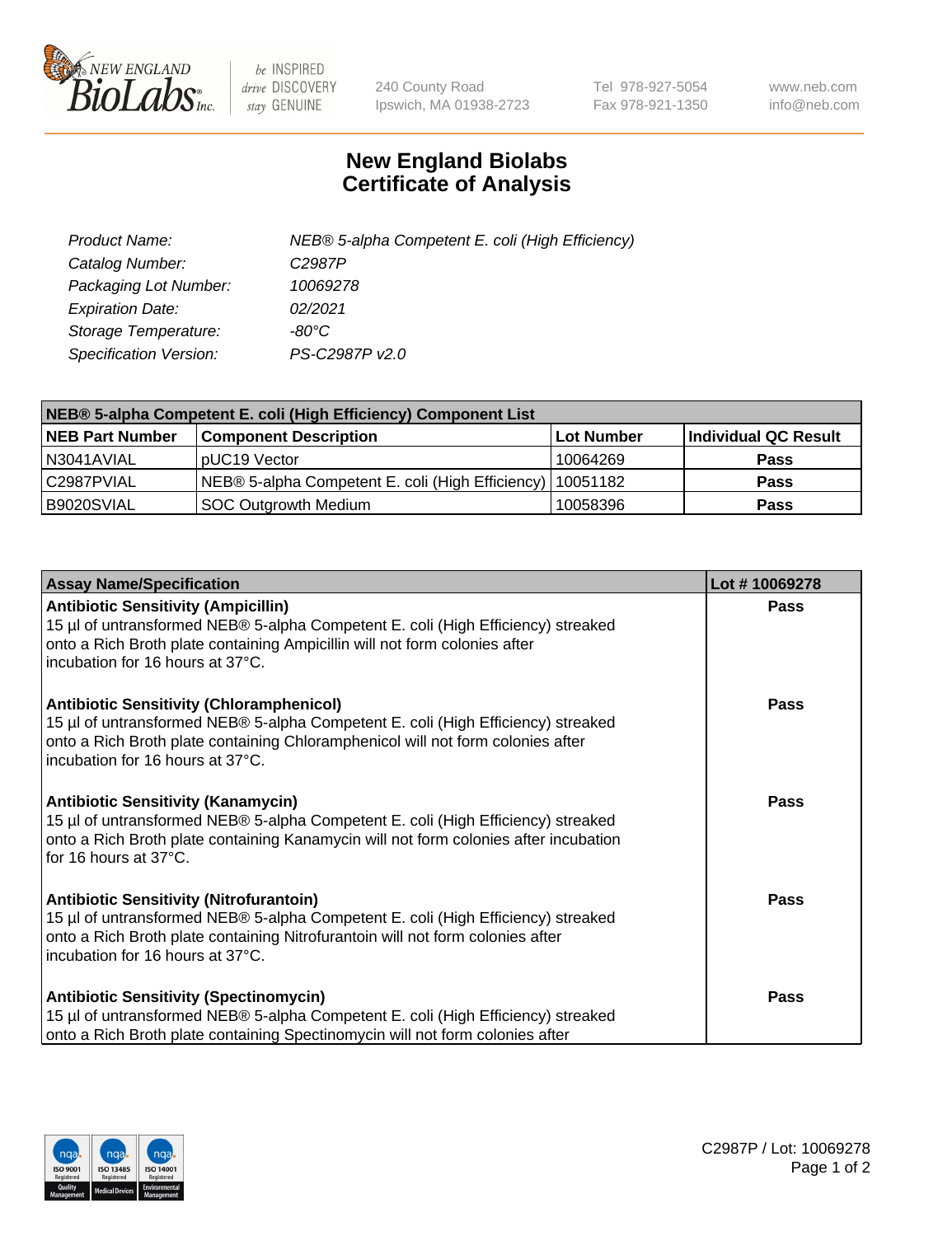# New England Biolabs Certificate of Analysis

| | |
|---|---|
| *Product Name:* | *NEB® 5-alpha Competent E. coli (High Efficiency)* |
| *Catalog Number:* | *C2987P* |
| *Packaging Lot Number:* | *10069278* |
| *Expiration Date:* | *02/2021* |
| *Storage Temperature:* | *-80°C* |
| *Specification Version:* | *PS-C2987P v2.0* |

| NEB® 5-alpha Competent E. coli (High Efficiency) Component List | | | |
|---|---|---|---|
| **NEB Part Number** | **Component Description** | **Lot Number** | **Individual QC Result** |
| N3041AVIAL | pUC19 Vector | 10064269 | **Pass** |
| C2987PVIAL | NEB® 5-alpha Competent E. coli (High Efficiency) | 10051182 | **Pass** |
| B9020SVIAL | SOC Outgrowth Medium | 10058396 | **Pass** |

| Assay Name/Specification | Lot # 10069278 |
|---|---|
| **Antibiotic Sensitivity (Ampicillin)**<br>15 µl of untransformed NEB® 5-alpha Competent E. coli (High Efficiency) streaked onto a Rich Broth plate containing Ampicillin will not form colonies after incubation for 16 hours at 37°C. | **Pass** |
| **Antibiotic Sensitivity (Chloramphenicol)**<br>15 µl of untransformed NEB® 5-alpha Competent E. coli (High Efficiency) streaked onto a Rich Broth plate containing Chloramphenicol will not form colonies after incubation for 16 hours at 37°C. | **Pass** |
| **Antibiotic Sensitivity (Kanamycin)**<br>15 µl of untransformed NEB® 5-alpha Competent E. coli (High Efficiency) streaked onto a Rich Broth plate containing Kanamycin will not form colonies after incubation for 16 hours at 37°C. | **Pass** |
| **Antibiotic Sensitivity (Nitrofurantoin)**<br>15 µl of untransformed NEB® 5-alpha Competent E. coli (High Efficiency) streaked onto a Rich Broth plate containing Nitrofurantoin will not form colonies after incubation for 16 hours at 37°C. | **Pass** |
| **Antibiotic Sensitivity (Spectinomycin)**<br>15 µl of untransformed NEB® 5-alpha Competent E. coli (High Efficiency) streaked onto a Rich Broth plate containing Spectinomycin will not form colonies after | **Pass** |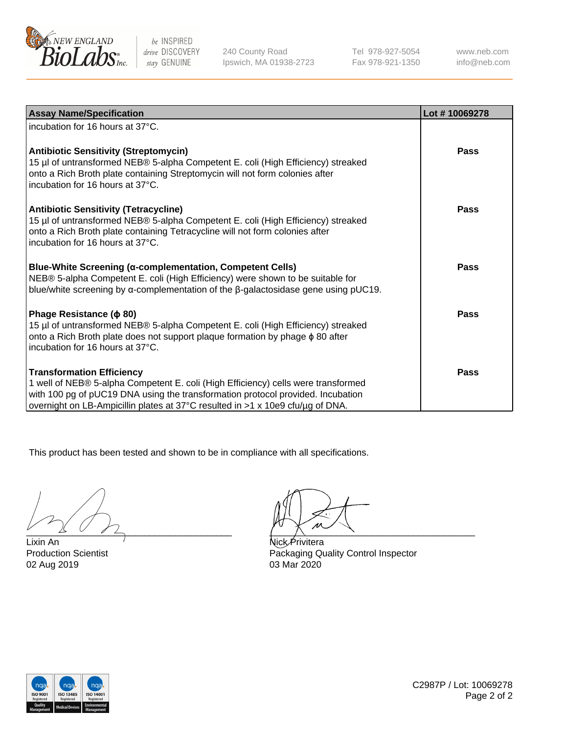| Assay Name/Specification | Lot # 10069278 |
|---|---|
| incubation for 16 hours at 37°C. | |
| **Antibiotic Sensitivity (Streptomycin)**<br>15 µl of untransformed NEB® 5-alpha Competent E. coli (High Efficiency) streaked onto a Rich Broth plate containing Streptomycin will not form colonies after incubation for 16 hours at 37°C. | **Pass** |
| **Antibiotic Sensitivity (Tetracycline)**<br>15 µl of untransformed NEB® 5-alpha Competent E. coli (High Efficiency) streaked onto a Rich Broth plate containing Tetracycline will not form colonies after incubation for 16 hours at 37°C. | **Pass** |
| **Blue-White Screening (α-complementation, Competent Cells)**<br>NEB® 5-alpha Competent E. coli (High Efficiency) were shown to be suitable for blue/white screening by α-complementation of the β-galactosidase gene using pUC19. | **Pass** |
| **Phage Resistance (ϕ 80)**<br>15 µl of untransformed NEB® 5-alpha Competent E. coli (High Efficiency) streaked onto a Rich Broth plate does not support plaque formation by phage ϕ 80 after incubation for 16 hours at 37°C. | **Pass** |
| **Transformation Efficiency**<br>1 well of NEB® 5-alpha Competent E. coli (High Efficiency) cells were transformed with 100 pg of pUC19 DNA using the transformation protocol provided. Incubation overnight on LB-Ampicillin plates at 37°C resulted in >1 x 10e9 cfu/µg of DNA. | **Pass** |

This product has been tested and shown to be in compliance with all specifications.

Lixin An
Production Scientist
02 Aug 2019

Nick Privitera
Packaging Quality Control Inspector
03 Mar 2020

C2987P / Lot: 10069278